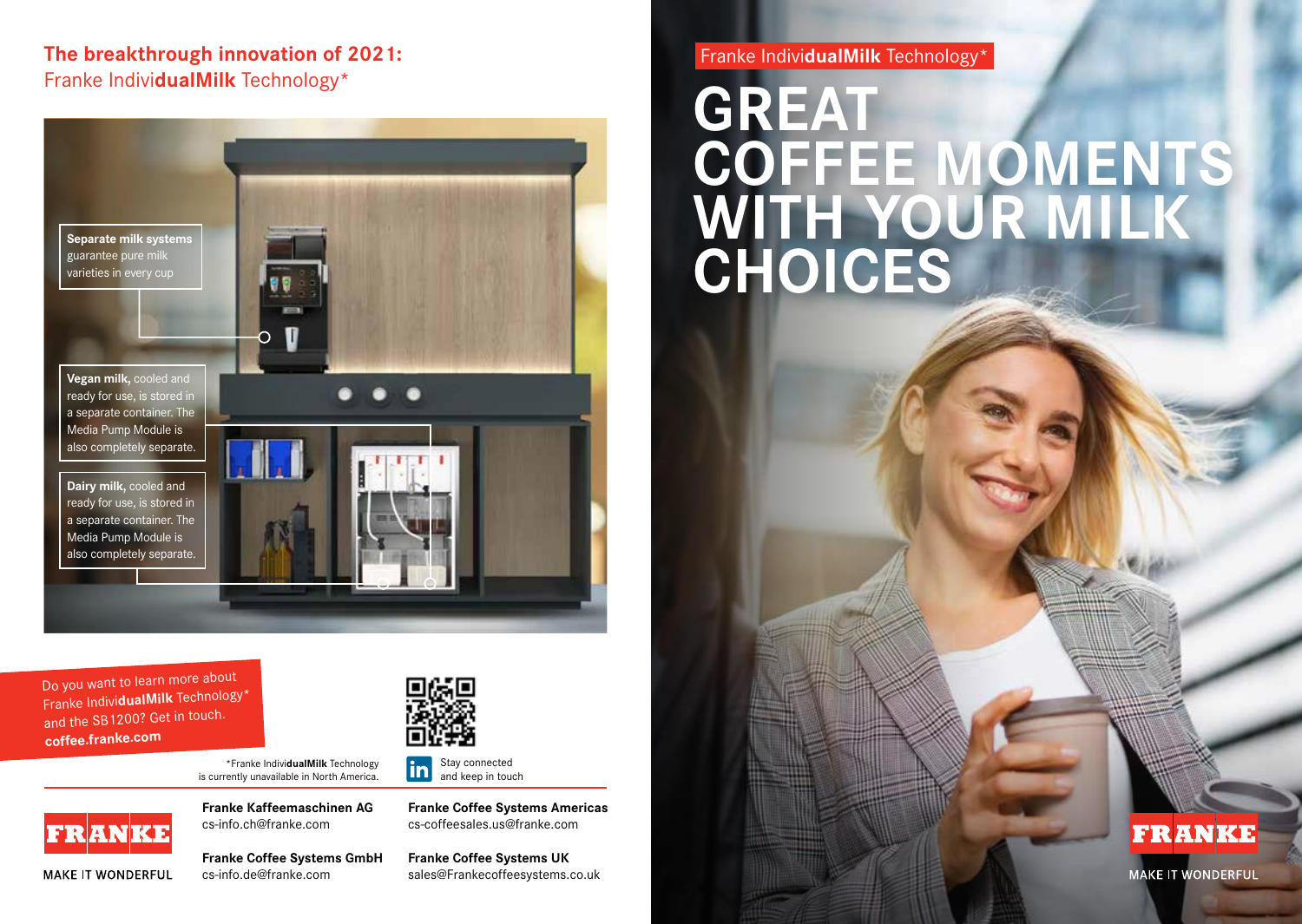## The breakthrough innovation of 2021:
Franke Indivi**dualMilk** Technology*

**Separate milk systems** guarantee pure milk varieties in every cup

**Vegan milk,** cooled and ready for use, is stored in a separate container. The Media Pump Module is also completely separate.

**Dairy milk,** cooled and ready for use, is stored in a separate container. The Media Pump Module is also completely separate.

Do you want to learn more about Franke Indivi**dualMilk** Technology* and the SB1200? Get in touch.
**coffee.franke.com**

*Franke Indivi**dualMilk** Technology is currently unavailable in North America.

Stay connected and keep in touch

FRANKE
MAKE IT WONDERFUL

**Franke Kaffeemaschinen AG**
cs-info.ch@franke.com

**Franke Coffee Systems GmbH**
cs-info.de@franke.com

**Franke Coffee Systems Americas**
cs-coffeesales.us@franke.com

**Franke Coffee Systems UK**
sales@Frankecoffeesystems.co.uk

Franke Indivi**dualMilk** Technology*

# GREAT COFFEE MOMENTS WITH YOUR MILK CHOICES

FRANKE
MAKE IT WONDERFUL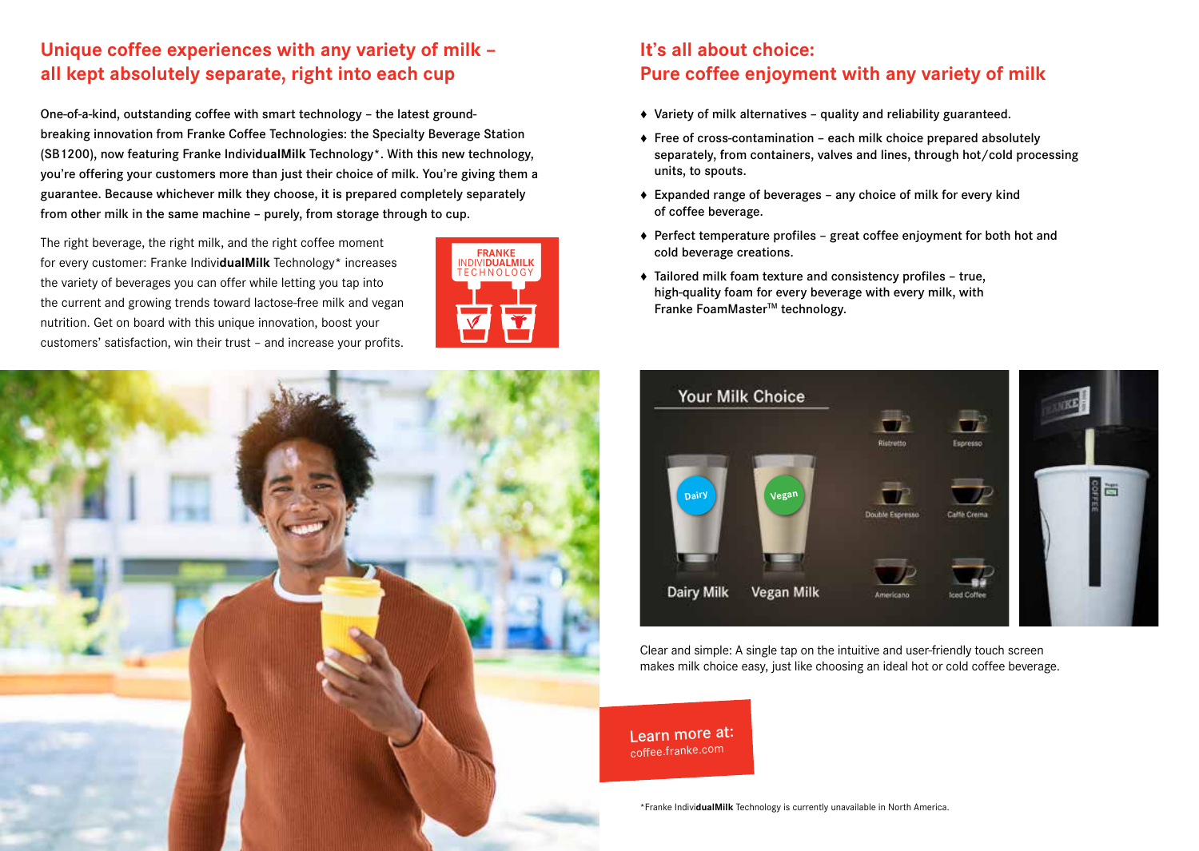## Unique coffee experiences with any variety of milk – all kept absolutely separate, right into each cup

One-of-a-kind, outstanding coffee with smart technology – the latest ground-breaking innovation from Franke Coffee Technologies: the Specialty Beverage Station (SB1200), now featuring Franke Indivi**dualMilk** Technology*. With this new technology, you're offering your customers more than just their choice of milk. You're giving them a guarantee. Because whichever milk they choose, it is prepared completely separately from other milk in the same machine – purely, from storage through to cup.

The right beverage, the right milk, and the right coffee moment for every customer: Franke Indivi**dualMilk** Technology* increases the variety of beverages you can offer while letting you tap into the current and growing trends toward lactose-free milk and vegan nutrition. Get on board with this unique innovation, boost your customers' satisfaction, win their trust – and increase your profits.

FRANKE
INDIVI**DUALMILK**
TECHNOLOGY

## It's all about choice: Pure coffee enjoyment with any variety of milk

- Variety of milk alternatives – quality and reliability guaranteed.
- Free of cross-contamination – each milk choice prepared absolutely separately, from containers, valves and lines, through hot/cold processing units, to spouts.
- Expanded range of beverages – any choice of milk for every kind of coffee beverage.
- Perfect temperature profiles – great coffee enjoyment for both hot and cold beverage creations.
- Tailored milk foam texture and consistency profiles – true, high-quality foam for every beverage with every milk, with Franke FoamMaster™ technology.

Your Milk Choice

Dairy Milk

Vegan Milk

Clear and simple: A single tap on the intuitive and user-friendly touch screen makes milk choice easy, just like choosing an ideal hot or cold coffee beverage.

**Learn more at:**
coffee.franke.com

*Franke Indivi**dualMilk** Technology is currently unavailable in North America.